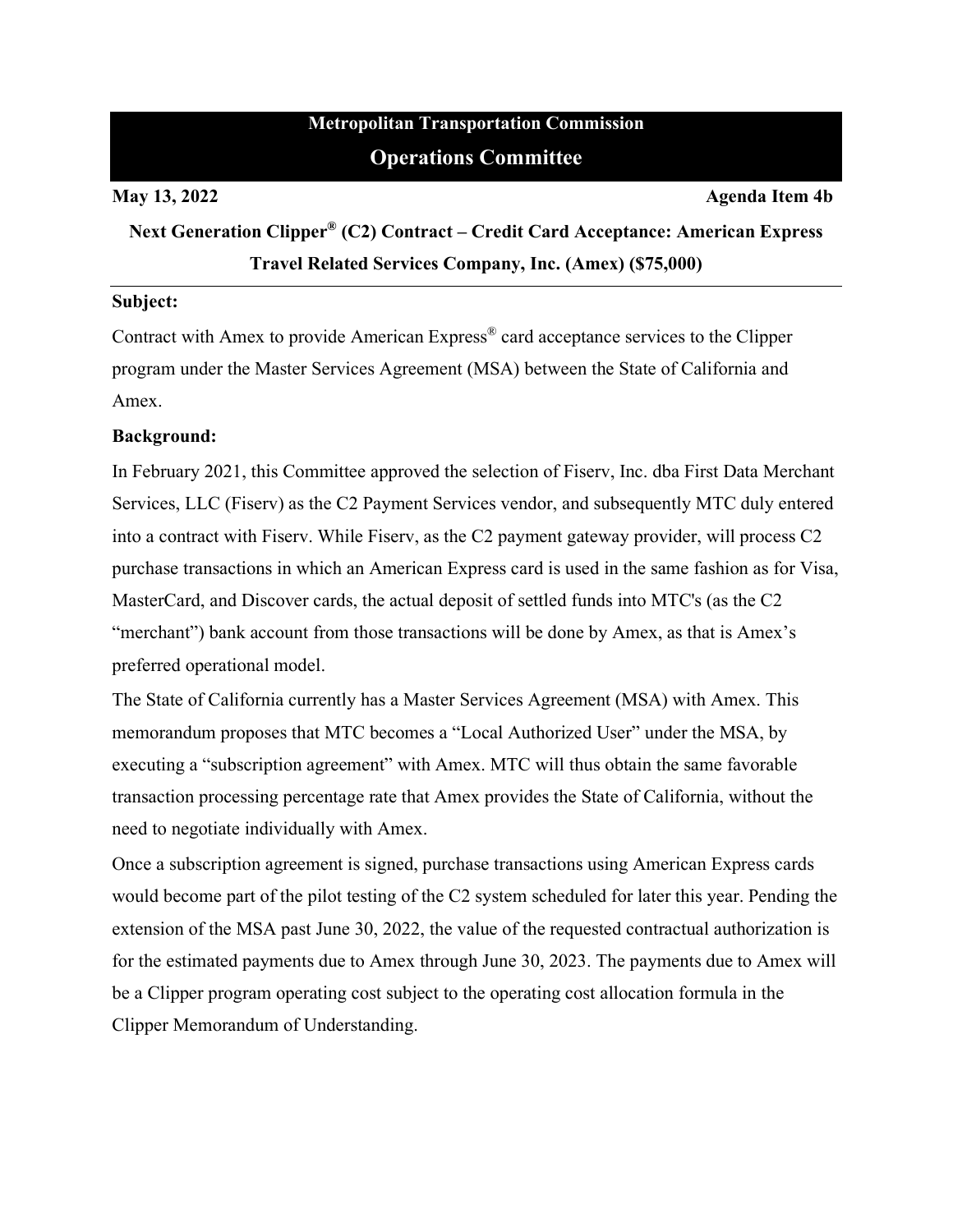**Metropolitan Transportation Commission**

**Operations Committee**

**May 13, 2022** **Agenda Item 4b**

# Next Generation Clipper® (C2) Contract – Credit Card Acceptance: American Express Travel Related Services Company, Inc. (Amex) ($75,000)

**Subject:**

Contract with Amex to provide American Express® card acceptance services to the Clipper program under the Master Services Agreement (MSA) between the State of California and Amex.

**Background:**

In February 2021, this Committee approved the selection of Fiserv, Inc. dba First Data Merchant Services, LLC (Fiserv) as the C2 Payment Services vendor, and subsequently MTC duly entered into a contract with Fiserv. While Fiserv, as the C2 payment gateway provider, will process C2 purchase transactions in which an American Express card is used in the same fashion as for Visa, MasterCard, and Discover cards, the actual deposit of settled funds into MTC's (as the C2 "merchant") bank account from those transactions will be done by Amex, as that is Amex's preferred operational model.

The State of California currently has a Master Services Agreement (MSA) with Amex. This memorandum proposes that MTC becomes a "Local Authorized User" under the MSA, by executing a "subscription agreement" with Amex. MTC will thus obtain the same favorable transaction processing percentage rate that Amex provides the State of California, without the need to negotiate individually with Amex.

Once a subscription agreement is signed, purchase transactions using American Express cards would become part of the pilot testing of the C2 system scheduled for later this year. Pending the extension of the MSA past June 30, 2022, the value of the requested contractual authorization is for the estimated payments due to Amex through June 30, 2023. The payments due to Amex will be a Clipper program operating cost subject to the operating cost allocation formula in the Clipper Memorandum of Understanding.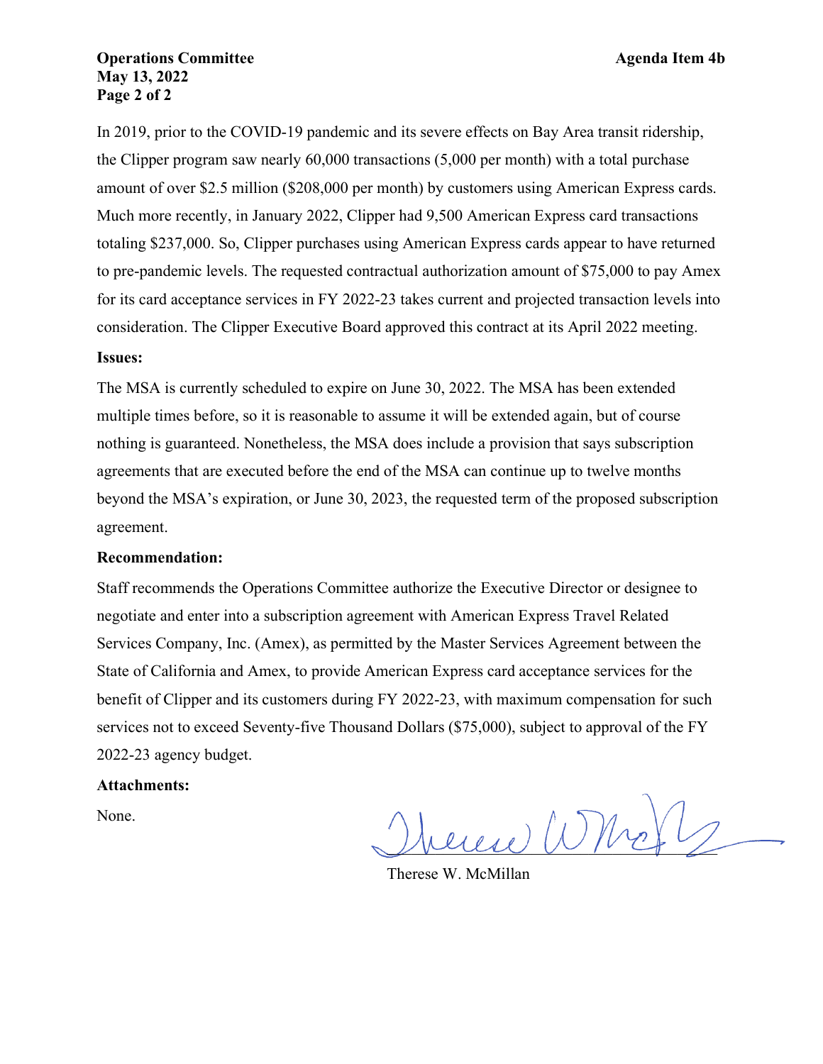In 2019, prior to the COVID-19 pandemic and its severe effects on Bay Area transit ridership, the Clipper program saw nearly 60,000 transactions (5,000 per month) with a total purchase amount of over $2.5 million ($208,000 per month) by customers using American Express cards. Much more recently, in January 2022, Clipper had 9,500 American Express card transactions totaling $237,000. So, Clipper purchases using American Express cards appear to have returned to pre-pandemic levels. The requested contractual authorization amount of $75,000 to pay Amex for its card acceptance services in FY 2022-23 takes current and projected transaction levels into consideration. The Clipper Executive Board approved this contract at its April 2022 meeting.

**Issues:**

The MSA is currently scheduled to expire on June 30, 2022. The MSA has been extended multiple times before, so it is reasonable to assume it will be extended again, but of course nothing is guaranteed. Nonetheless, the MSA does include a provision that says subscription agreements that are executed before the end of the MSA can continue up to twelve months beyond the MSA's expiration, or June 30, 2023, the requested term of the proposed subscription agreement.

**Recommendation:**

Staff recommends the Operations Committee authorize the Executive Director or designee to negotiate and enter into a subscription agreement with American Express Travel Related Services Company, Inc. (Amex), as permitted by the Master Services Agreement between the State of California and Amex, to provide American Express card acceptance services for the benefit of Clipper and its customers during FY 2022-23, with maximum compensation for such services not to exceed Seventy-five Thousand Dollars ($75,000), subject to approval of the FY 2022-23 agency budget.

**Attachments:**

None.

Therese W. McMillan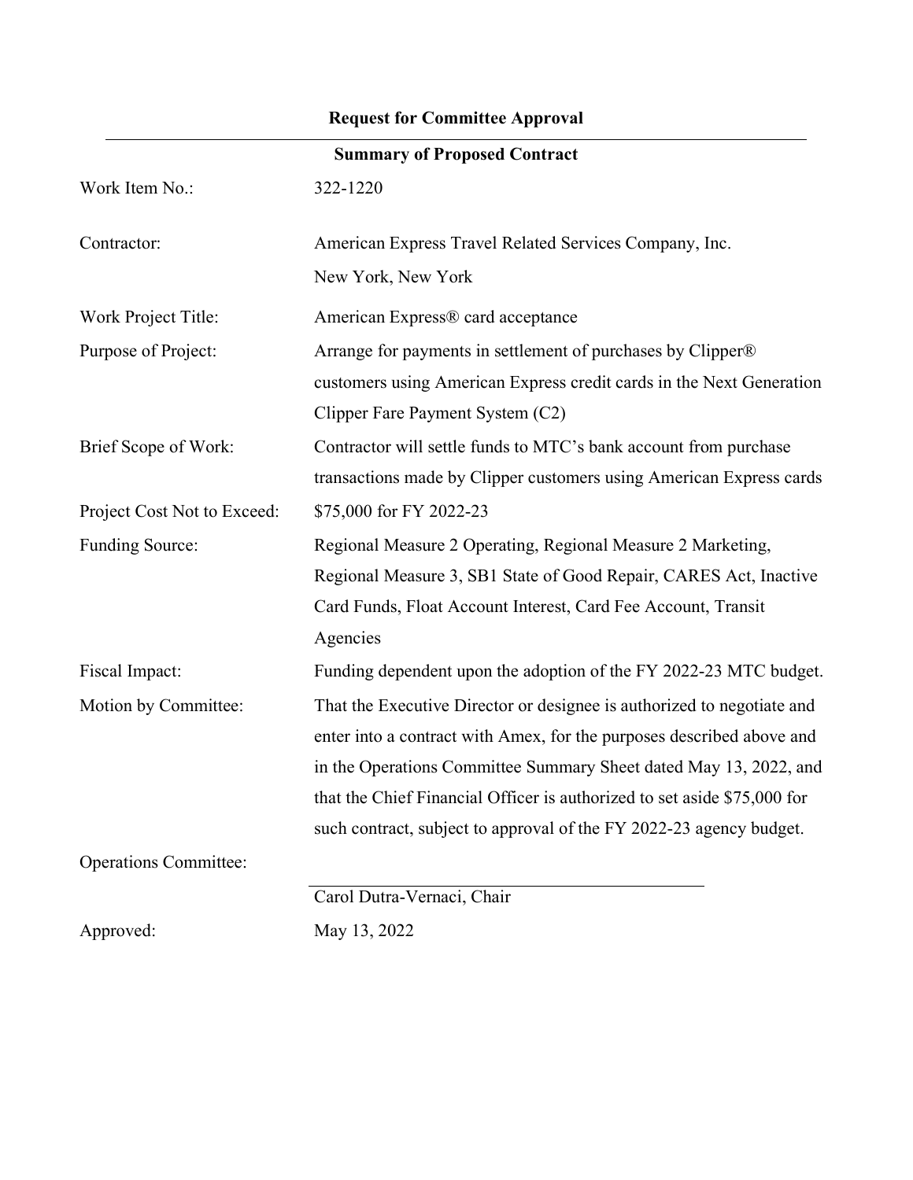**Request for Committee Approval**

**Summary of Proposed Contract**

| | |
|---|---|
| Work Item No.: | 322-1220 |
| Contractor: | American Express Travel Related Services Company, Inc.<br>New York, New York |
| Work Project Title: | American Express® card acceptance |
| Purpose of Project: | Arrange for payments in settlement of purchases by Clipper® customers using American Express credit cards in the Next Generation Clipper Fare Payment System (C2) |
| Brief Scope of Work: | Contractor will settle funds to MTC's bank account from purchase transactions made by Clipper customers using American Express cards |
| Project Cost Not to Exceed: | $75,000 for FY 2022-23 |
| Funding Source: | Regional Measure 2 Operating, Regional Measure 2 Marketing, Regional Measure 3, SB1 State of Good Repair, CARES Act, Inactive Card Funds, Float Account Interest, Card Fee Account, Transit Agencies |
| Fiscal Impact: | Funding dependent upon the adoption of the FY 2022-23 MTC budget. |
| Motion by Committee: | That the Executive Director or designee is authorized to negotiate and enter into a contract with Amex, for the purposes described above and in the Operations Committee Summary Sheet dated May 13, 2022, and that the Chief Financial Officer is authorized to set aside $75,000 for such contract, subject to approval of the FY 2022-23 agency budget. |
| Operations Committee: | ______________________________<br>Carol Dutra-Vernaci, Chair |
| Approved: | May 13, 2022 |